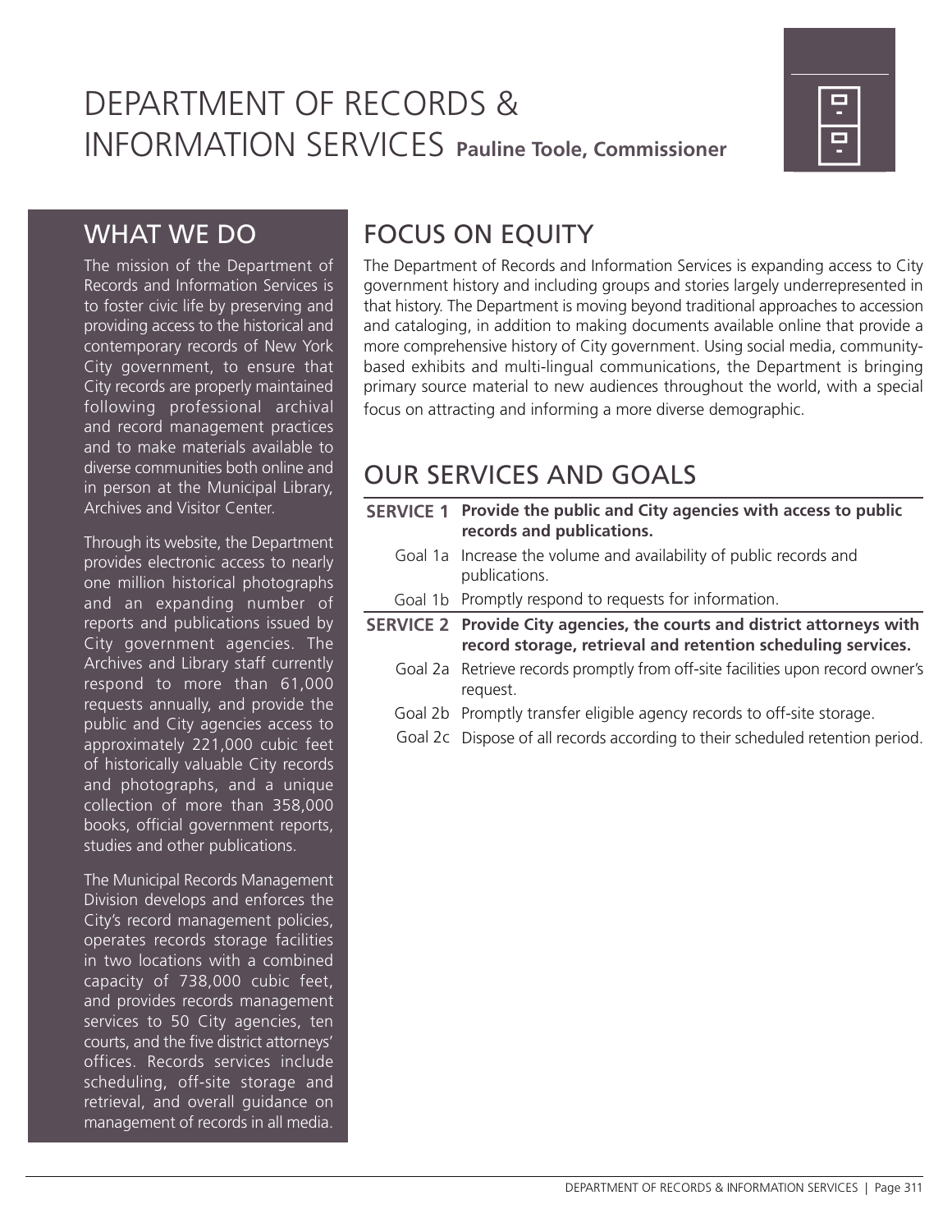# DEPARTMENT OF RECORDS & INFORMATION SERVICES **Pauline Toole, Commissioner**

## WHAT WE DO

The mission of the Department of Records and Information Services is to foster civic life by preserving and providing access to the historical and contemporary records of New York City government, to ensure that City records are properly maintained following professional archival and record management practices and to make materials available to diverse communities both online and in person at the Municipal Library, Archives and Visitor Center.

Through its website, the Department provides electronic access to nearly one million historical photographs and an expanding number of reports and publications issued by City government agencies. The Archives and Library staff currently respond to more than 61,000 requests annually, and provide the public and City agencies access to approximately 221,000 cubic feet of historically valuable City records and photographs, and a unique collection of more than 358,000 books, official government reports, studies and other publications.

The Municipal Records Management Division develops and enforces the City's record management policies, operates records storage facilities in two locations with a combined capacity of 738,000 cubic feet, and provides records management services to 50 City agencies, ten courts, and the five district attorneys' offices. Records services include scheduling, off-site storage and retrieval, and overall guidance on management of records in all media.

## FOCUS ON EQUITY

The Department of Records and Information Services is expanding access to City government history and including groups and stories largely underrepresented in that history. The Department is moving beyond traditional approaches to accession and cataloging, in addition to making documents available online that provide a more comprehensive history of City government. Using social media, community-based exhibits and multi-lingual communications, the Department is bringing primary source material to new audiences throughout the world, with a special focus on attracting and informing a more diverse demographic.

## OUR SERVICES AND GOALS

**SERVICE 1 Provide the public and City agencies with access to public records and publications.**

- Goal 1a Increase the volume and availability of public records and publications.
- Goal 1b Promptly respond to requests for information.

**SERVICE 2 Provide City agencies, the courts and district attorneys with record storage, retrieval and retention scheduling services.**

- Goal 2a Retrieve records promptly from off-site facilities upon record owner's request.
- Goal 2b Promptly transfer eligible agency records to off-site storage.
- Goal 2c Dispose of all records according to their scheduled retention period.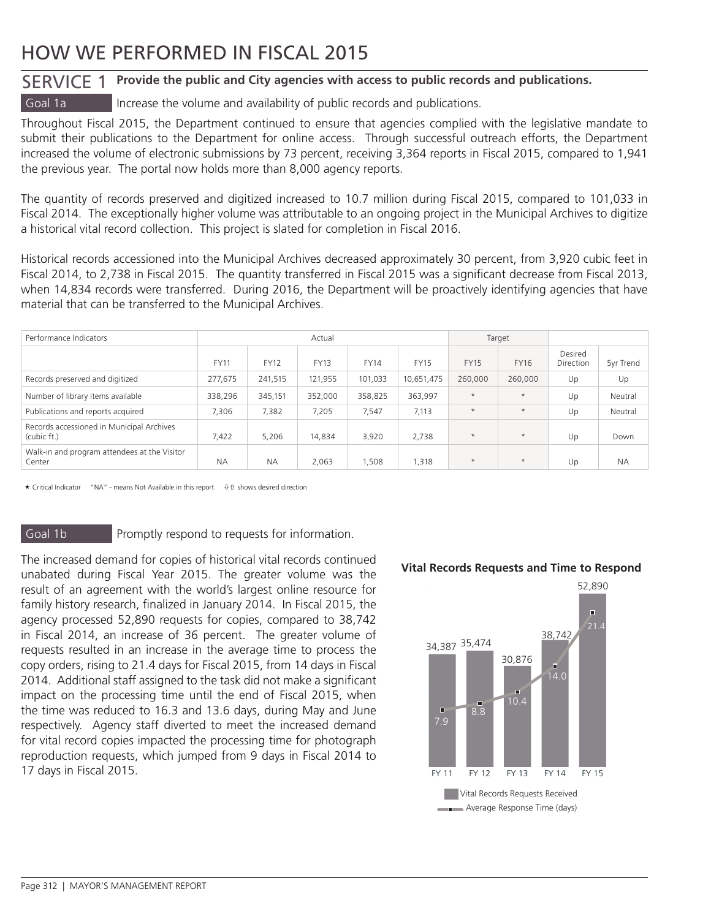# HOW WE PERFORMED IN FISCAL 2015

## SERVICE 1 Provide the public and City agencies with access to public records and publications.

### Goal 1a Increase the volume and availability of public records and publications.

Throughout Fiscal 2015, the Department continued to ensure that agencies complied with the legislative mandate to submit their publications to the Department for online access. Through successful outreach efforts, the Department increased the volume of electronic submissions by 73 percent, receiving 3,364 reports in Fiscal 2015, compared to 1,941 the previous year. The portal now holds more than 8,000 agency reports.

The quantity of records preserved and digitized increased to 10.7 million during Fiscal 2015, compared to 101,033 in Fiscal 2014. The exceptionally higher volume was attributable to an ongoing project in the Municipal Archives to digitize a historical vital record collection. This project is slated for completion in Fiscal 2016.

Historical records accessioned into the Municipal Archives decreased approximately 30 percent, from 3,920 cubic feet in Fiscal 2014, to 2,738 in Fiscal 2015. The quantity transferred in Fiscal 2015 was a significant decrease from Fiscal 2013, when 14,834 records were transferred. During 2016, the Department will be proactively identifying agencies that have material that can be transferred to the Municipal Archives.

| Performance Indicators | Actual | | | | | Target | | | |
|---|---|---|---|---|---|---|---|---|---|
| | FY11 | FY12 | FY13 | FY14 | FY15 | FY15 | FY16 | Desired Direction | 5yr Trend |
| Records preserved and digitized | 277,675 | 241,515 | 121,955 | 101,033 | 10,651,475 | 260,000 | 260,000 | Up | Up |
| Number of library items available | 338,296 | 345,151 | 352,000 | 358,825 | 363,997 | * | * | Up | Neutral |
| Publications and reports acquired | 7,306 | 7,382 | 7,205 | 7,547 | 7,113 | * | * | Up | Neutral |
| Records accessioned in Municipal Archives (cubic ft.) | 7,422 | 5,206 | 14,834 | 3,920 | 2,738 | * | * | Up | Down |
| Walk-in and program attendees at the Visitor Center | NA | NA | 2,063 | 1,508 | 1,318 | * | * | Up | NA |

★ Critical Indicator "NA" - means Not Available in this report ⇩⇧ shows desired direction

### Goal 1b Promptly respond to requests for information.

The increased demand for copies of historical vital records continued unabated during Fiscal Year 2015. The greater volume was the result of an agreement with the world's largest online resource for family history research, finalized in January 2014. In Fiscal 2015, the agency processed 52,890 requests for copies, compared to 38,742 in Fiscal 2014, an increase of 36 percent. The greater volume of requests resulted in an increase in the average time to process the copy orders, rising to 21.4 days for Fiscal 2015, from 14 days in Fiscal 2014. Additional staff assigned to the task did not make a significant impact on the processing time until the end of Fiscal 2015, when the time was reduced to 16.3 and 13.6 days, during May and June respectively. Agency staff diverted to meet the increased demand for vital record copies impacted the processing time for photograph reproduction requests, which jumped from 9 days in Fiscal 2014 to 17 days in Fiscal 2015.

**Vital Records Requests and Time to Respond**

34,387 35,474 30,876 38,742 52,890

7.9 8.8 10.4 14.0 21.4

FY 11 FY 12 FY 13 FY 14 FY 15

Vital Records Requests Received

Average Response Time (days)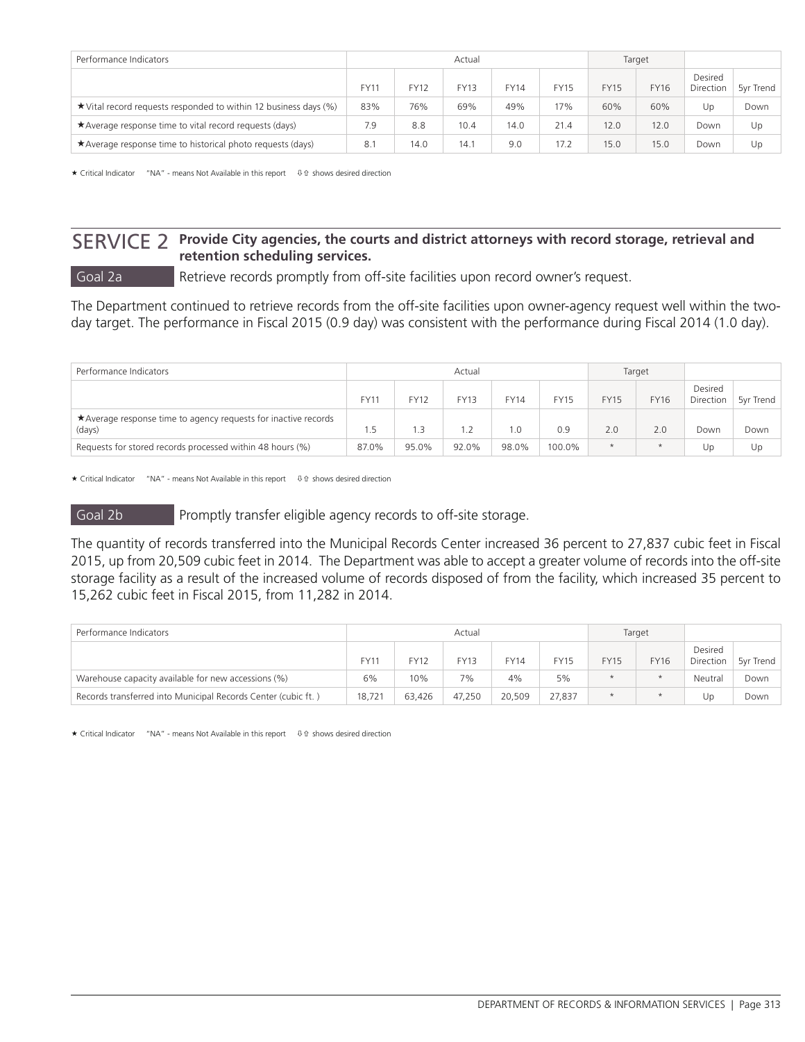| Performance Indicators | Actual | | | | | Target | | | |
|---|---|---|---|---|---|---|---|---|---|
| | FY11 | FY12 | FY13 | FY14 | FY15 | FY15 | FY16 | Desired Direction | 5yr Trend |
| ★Vital record requests responded to within 12 business days (%) | 83% | 76% | 69% | 49% | 17% | 60% | 60% | Up | Down |
| ★Average response time to vital record requests (days) | 7.9 | 8.8 | 10.4 | 14.0 | 21.4 | 12.0 | 12.0 | Down | Up |
| ★Average response time to historical photo requests (days) | 8.1 | 14.0 | 14.1 | 9.0 | 17.2 | 15.0 | 15.0 | Down | Up |

★ Critical Indicator "NA" - means Not Available in this report ⇩⇧ shows desired direction

## SERVICE 2 Provide City agencies, the courts and district attorneys with record storage, retrieval and retention scheduling services.

### Goal 2a Retrieve records promptly from off-site facilities upon record owner's request.

The Department continued to retrieve records from the off-site facilities upon owner-agency request well within the two-day target. The performance in Fiscal 2015 (0.9 day) was consistent with the performance during Fiscal 2014 (1.0 day).

| Performance Indicators | Actual | | | | | Target | | | |
|---|---|---|---|---|---|---|---|---|---|
| | FY11 | FY12 | FY13 | FY14 | FY15 | FY15 | FY16 | Desired Direction | 5yr Trend |
| ★Average response time to agency requests for inactive records (days) | 1.5 | 1.3 | 1.2 | 1.0 | 0.9 | 2.0 | 2.0 | Down | Down |
| Requests for stored records processed within 48 hours (%) | 87.0% | 95.0% | 92.0% | 98.0% | 100.0% | * | * | Up | Up |

★ Critical Indicator "NA" - means Not Available in this report ⇩⇧ shows desired direction

### Goal 2b Promptly transfer eligible agency records to off-site storage.

The quantity of records transferred into the Municipal Records Center increased 36 percent to 27,837 cubic feet in Fiscal 2015, up from 20,509 cubic feet in 2014. The Department was able to accept a greater volume of records into the off-site storage facility as a result of the increased volume of records disposed of from the facility, which increased 35 percent to 15,262 cubic feet in Fiscal 2015, from 11,282 in 2014.

| Performance Indicators | Actual | | | | | Target | | | |
|---|---|---|---|---|---|---|---|---|---|
| | FY11 | FY12 | FY13 | FY14 | FY15 | FY15 | FY16 | Desired Direction | 5yr Trend |
| Warehouse capacity available for new accessions (%) | 6% | 10% | 7% | 4% | 5% | * | * | Neutral | Down |
| Records transferred into Municipal Records Center (cubic ft. ) | 18,721 | 63,426 | 47,250 | 20,509 | 27,837 | * | * | Up | Down |

★ Critical Indicator "NA" - means Not Available in this report ⇩⇧ shows desired direction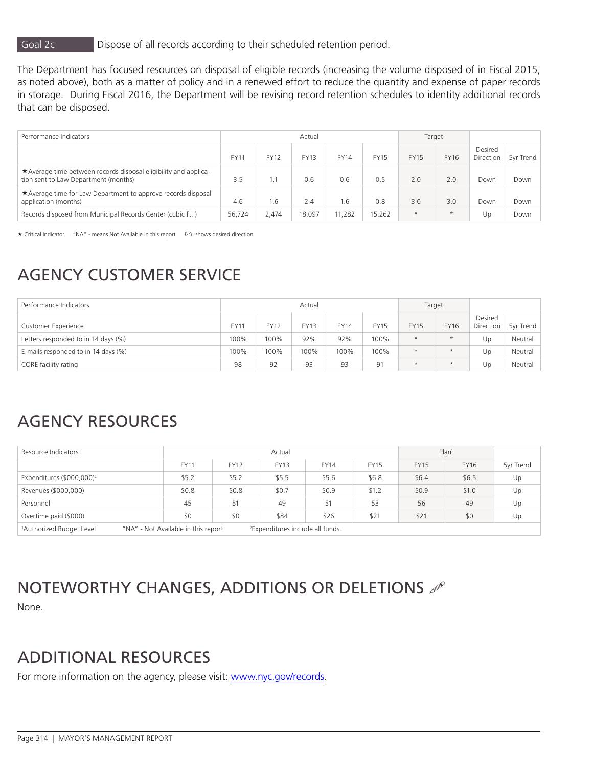Goal 2c Dispose of all records according to their scheduled retention period.

The Department has focused resources on disposal of eligible records (increasing the volume disposed of in Fiscal 2015, as noted above), both as a matter of policy and in a renewed effort to reduce the quantity and expense of paper records in storage. During Fiscal 2016, the Department will be revising record retention schedules to identity additional records that can be disposed.

| Performance Indicators | Actual | | | | | Target | | | |
|---|---|---|---|---|---|---|---|---|---|
| | FY11 | FY12 | FY13 | FY14 | FY15 | FY15 | FY16 | Desired Direction | 5yr Trend |
| ★Average time between records disposal eligibility and application sent to Law Department (months) | 3.5 | 1.1 | 0.6 | 0.6 | 0.5 | 2.0 | 2.0 | Down | Down |
| ★Average time for Law Department to approve records disposal application (months) | 4.6 | 1.6 | 2.4 | 1.6 | 0.8 | 3.0 | 3.0 | Down | Down |
| Records disposed from Municipal Records Center (cubic ft. ) | 56,724 | 2,474 | 18,097 | 11,282 | 15,262 | * | * | Up | Down |

★ Critical Indicator "NA" - means Not Available in this report ⇩⇧ shows desired direction

## AGENCY CUSTOMER SERVICE

| Performance Indicators | Actual | | | | | Target | | | |
|---|---|---|---|---|---|---|---|---|---|
| Customer Experience | FY11 | FY12 | FY13 | FY14 | FY15 | FY15 | FY16 | Desired Direction | 5yr Trend |
| Letters responded to in 14 days (%) | 100% | 100% | 92% | 92% | 100% | * | * | Up | Neutral |
| E-mails responded to in 14 days (%) | 100% | 100% | 100% | 100% | 100% | * | * | Up | Neutral |
| CORE facility rating | 98 | 92 | 93 | 93 | 91 | * | * | Up | Neutral |

## AGENCY RESOURCES

| Resource Indicators | Actual | | | | | Plan[1] | | |
|---|---|---|---|---|---|---|---|---|
| | FY11 | FY12 | FY13 | FY14 | FY15 | FY15 | FY16 | 5yr Trend |
| Expenditures ($000,000)[2] | $5.2 | $5.2 | $5.5 | $5.6 | $6.8 | $6.4 | $6.5 | Up |
| Revenues ($000,000) | $0.8 | $0.8 | $0.7 | $0.9 | $1.2 | $0.9 | $1.0 | Up |
| Personnel | 45 | 51 | 49 | 51 | 53 | 56 | 49 | Up |
| Overtime paid ($000) | $0 | $0 | $84 | $26 | $21 | $21 | $0 | Up |

[1]Authorized Budget Level "NA" - Not Available in this report [2]Expenditures include all funds.

## NOTEWORTHY CHANGES, ADDITIONS OR DELETIONS ✐

None.

## ADDITIONAL RESOURCES

For more information on the agency, please visit: www.nyc.gov/records.